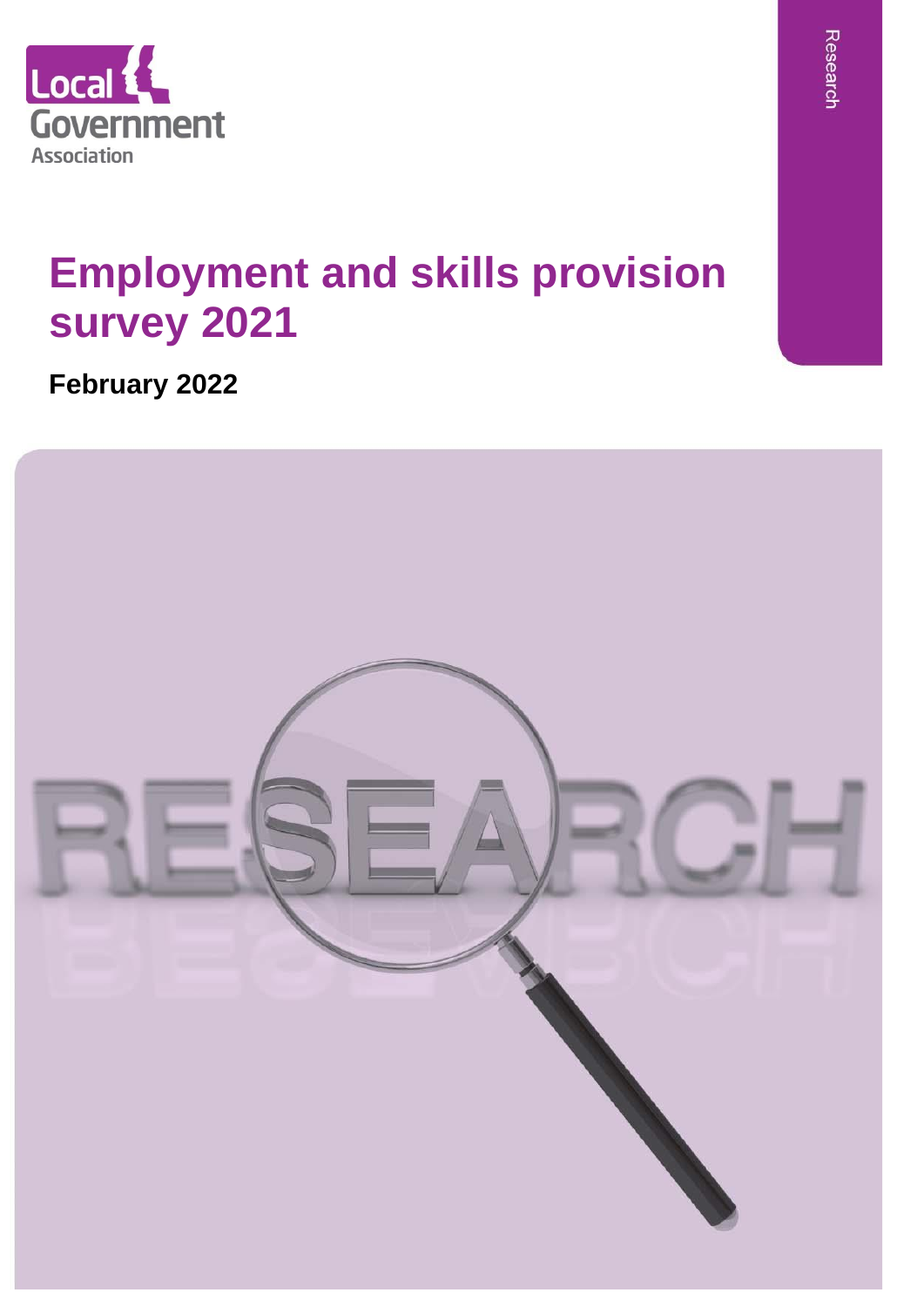Local Government Association

Research

# Employment and skills provision survey 2021

**February 2022**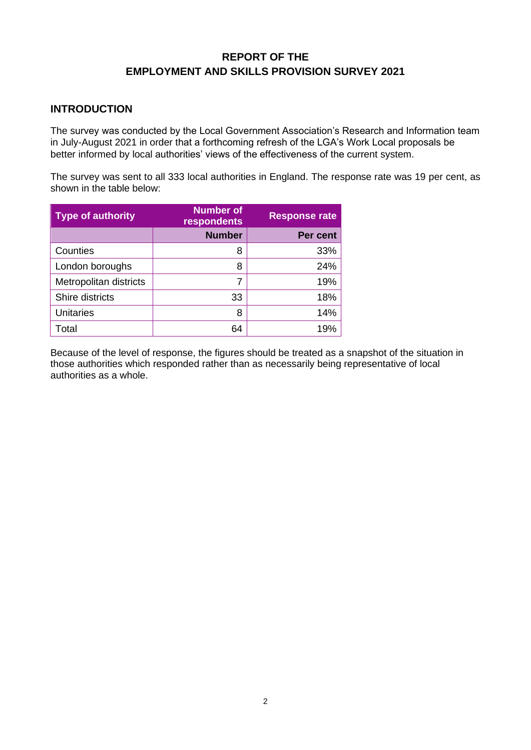# REPORT OF THE EMPLOYMENT AND SKILLS PROVISION SURVEY 2021

## INTRODUCTION

The survey was conducted by the Local Government Association's Research and Information team in July-August 2021 in order that a forthcoming refresh of the LGA's Work Local proposals be better informed by local authorities' views of the effectiveness of the current system.

The survey was sent to all 333 local authorities in England. The response rate was 19 per cent, as shown in the table below:

| Type of authority | Number of respondents | Response rate |
|---|---|---|
| | Number | Per cent |
| Counties | 8 | 33% |
| London boroughs | 8 | 24% |
| Metropolitan districts | 7 | 19% |
| Shire districts | 33 | 18% |
| Unitaries | 8 | 14% |
| Total | 64 | 19% |

Because of the level of response, the figures should be treated as a snapshot of the situation in those authorities which responded rather than as necessarily being representative of local authorities as a whole.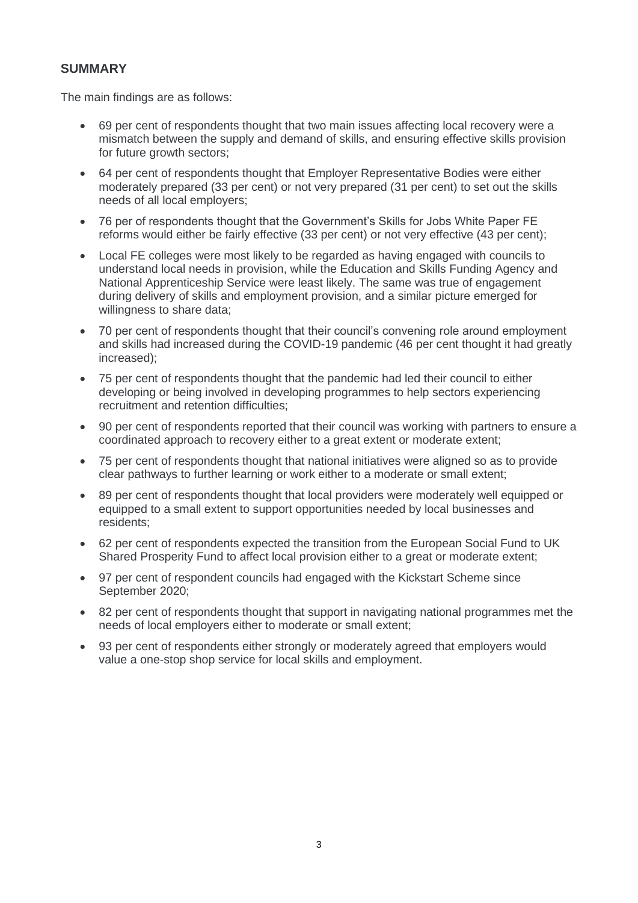## SUMMARY

The main findings are as follows:

- 69 per cent of respondents thought that two main issues affecting local recovery were a mismatch between the supply and demand of skills, and ensuring effective skills provision for future growth sectors;
- 64 per cent of respondents thought that Employer Representative Bodies were either moderately prepared (33 per cent) or not very prepared (31 per cent) to set out the skills needs of all local employers;
- 76 per of respondents thought that the Government's Skills for Jobs White Paper FE reforms would either be fairly effective (33 per cent) or not very effective (43 per cent);
- Local FE colleges were most likely to be regarded as having engaged with councils to understand local needs in provision, while the Education and Skills Funding Agency and National Apprenticeship Service were least likely. The same was true of engagement during delivery of skills and employment provision, and a similar picture emerged for willingness to share data;
- 70 per cent of respondents thought that their council's convening role around employment and skills had increased during the COVID-19 pandemic (46 per cent thought it had greatly increased);
- 75 per cent of respondents thought that the pandemic had led their council to either developing or being involved in developing programmes to help sectors experiencing recruitment and retention difficulties;
- 90 per cent of respondents reported that their council was working with partners to ensure a coordinated approach to recovery either to a great extent or moderate extent;
- 75 per cent of respondents thought that national initiatives were aligned so as to provide clear pathways to further learning or work either to a moderate or small extent;
- 89 per cent of respondents thought that local providers were moderately well equipped or equipped to a small extent to support opportunities needed by local businesses and residents;
- 62 per cent of respondents expected the transition from the European Social Fund to UK Shared Prosperity Fund to affect local provision either to a great or moderate extent;
- 97 per cent of respondent councils had engaged with the Kickstart Scheme since September 2020;
- 82 per cent of respondents thought that support in navigating national programmes met the needs of local employers either to moderate or small extent;
- 93 per cent of respondents either strongly or moderately agreed that employers would value a one-stop shop service for local skills and employment.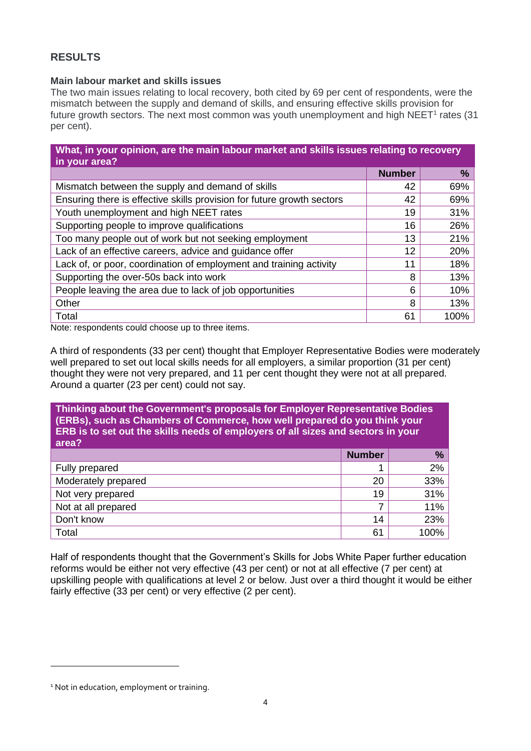## RESULTS

### Main labour market and skills issues

The two main issues relating to local recovery, both cited by 69 per cent of respondents, were the mismatch between the supply and demand of skills, and ensuring effective skills provision for future growth sectors. The next most common was youth unemployment and high NEET[1] rates (31 per cent).

| What, in your opinion, are the main labour market and skills issues relating to recovery in your area? | | |
|---|---|---|
| | **Number** | **%** |
| Mismatch between the supply and demand of skills | 42 | 69% |
| Ensuring there is effective skills provision for future growth sectors | 42 | 69% |
| Youth unemployment and high NEET rates | 19 | 31% |
| Supporting people to improve qualifications | 16 | 26% |
| Too many people out of work but not seeking employment | 13 | 21% |
| Lack of an effective careers, advice and guidance offer | 12 | 20% |
| Lack of, or poor, coordination of employment and training activity | 11 | 18% |
| Supporting the over-50s back into work | 8 | 13% |
| People leaving the area due to lack of job opportunities | 6 | 10% |
| Other | 8 | 13% |
| Total | 61 | 100% |

Note: respondents could choose up to three items.

A third of respondents (33 per cent) thought that Employer Representative Bodies were moderately well prepared to set out local skills needs for all employers, a similar proportion (31 per cent) thought they were not very prepared, and 11 per cent thought they were not at all prepared. Around a quarter (23 per cent) could not say.

| Thinking about the Government's proposals for Employer Representative Bodies (ERBs), such as Chambers of Commerce, how well prepared do you think your ERB is to set out the skills needs of employers of all sizes and sectors in your area? | | |
|---|---|---|
| | **Number** | **%** |
| Fully prepared | 1 | 2% |
| Moderately prepared | 20 | 33% |
| Not very prepared | 19 | 31% |
| Not at all prepared | 7 | 11% |
| Don't know | 14 | 23% |
| Total | 61 | 100% |

Half of respondents thought that the Government's Skills for Jobs White Paper further education reforms would be either not very effective (43 per cent) or not at all effective (7 per cent) at upskilling people with qualifications at level 2 or below. Just over a third thought it would be either fairly effective (33 per cent) or very effective (2 per cent).

[1] Not in education, employment or training.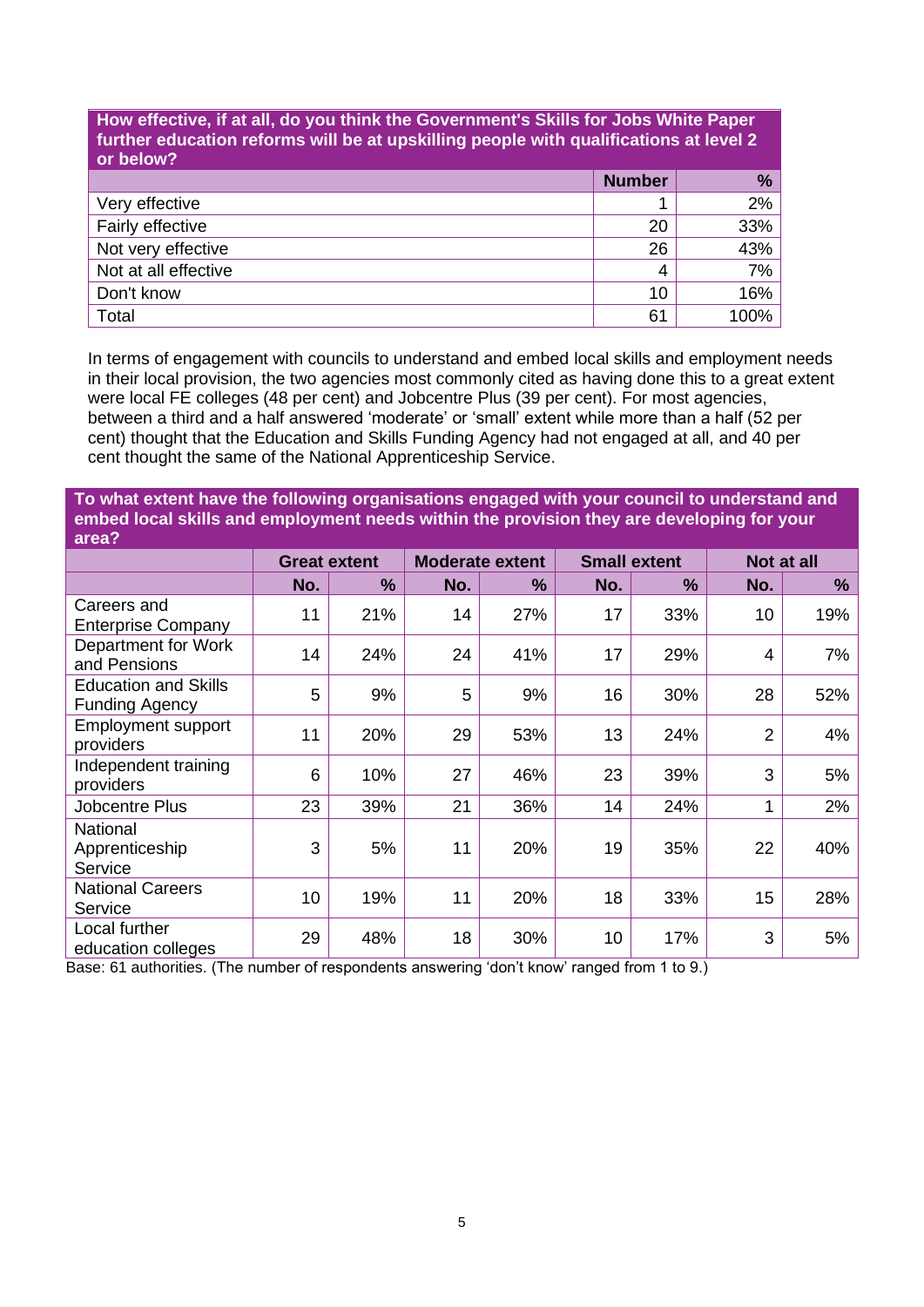| How effective, if at all, do you think the Government's Skills for Jobs White Paper further education reforms will be at upskilling people with qualifications at level 2 or below? | | |
|---|---|---|
| | **Number** | **%** |
| Very effective | 1 | 2% |
| Fairly effective | 20 | 33% |
| Not very effective | 26 | 43% |
| Not at all effective | 4 | 7% |
| Don't know | 10 | 16% |
| Total | 61 | 100% |

In terms of engagement with councils to understand and embed local skills and employment needs in their local provision, the two agencies most commonly cited as having done this to a great extent were local FE colleges (48 per cent) and Jobcentre Plus (39 per cent). For most agencies, between a third and a half answered 'moderate' or 'small' extent while more than a half (52 per cent) thought that the Education and Skills Funding Agency had not engaged at all, and 40 per cent thought the same of the National Apprenticeship Service.

**To what extent have the following organisations engaged with your council to understand and embed local skills and employment needs within the provision they are developing for your area?**

| | Great extent | | Moderate extent | | Small extent | | Not at all | |
|---|---|---|---|---|---|---|---|---|
| | **No.** | **%** | **No.** | **%** | **No.** | **%** | **No.** | **%** |
| Careers and Enterprise Company | 11 | 21% | 14 | 27% | 17 | 33% | 10 | 19% |
| Department for Work and Pensions | 14 | 24% | 24 | 41% | 17 | 29% | 4 | 7% |
| Education and Skills Funding Agency | 5 | 9% | 5 | 9% | 16 | 30% | 28 | 52% |
| Employment support providers | 11 | 20% | 29 | 53% | 13 | 24% | 2 | 4% |
| Independent training providers | 6 | 10% | 27 | 46% | 23 | 39% | 3 | 5% |
| Jobcentre Plus | 23 | 39% | 21 | 36% | 14 | 24% | 1 | 2% |
| National Apprenticeship Service | 3 | 5% | 11 | 20% | 19 | 35% | 22 | 40% |
| National Careers Service | 10 | 19% | 11 | 20% | 18 | 33% | 15 | 28% |
| Local further education colleges | 29 | 48% | 18 | 30% | 10 | 17% | 3 | 5% |

Base: 61 authorities. (The number of respondents answering 'don't know' ranged from 1 to 9.)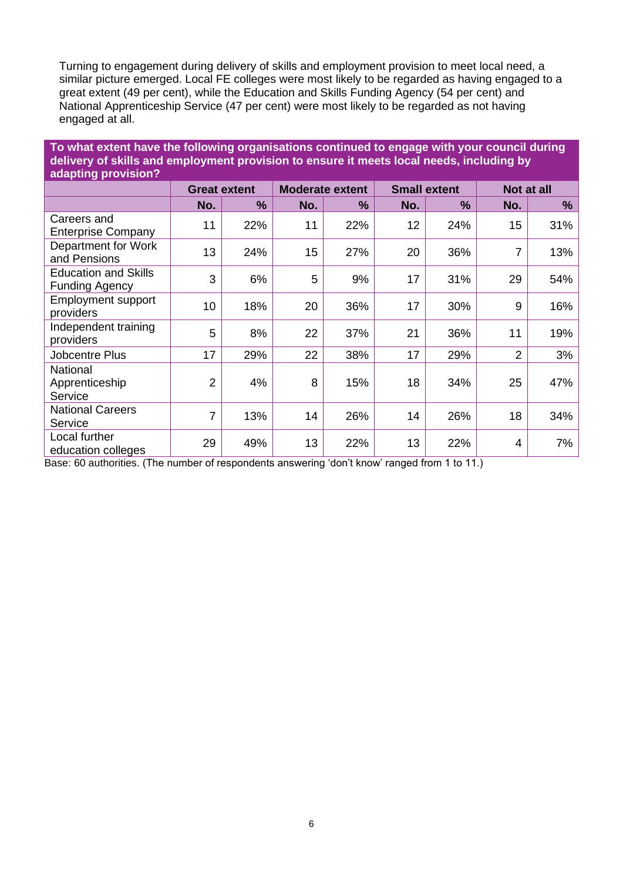Turning to engagement during delivery of skills and employment provision to meet local need, a similar picture emerged. Local FE colleges were most likely to be regarded as having engaged to a great extent (49 per cent), while the Education and Skills Funding Agency (54 per cent) and National Apprenticeship Service (47 per cent) were most likely to be regarded as not having engaged at all.

**To what extent have the following organisations continued to engage with your council during delivery of skills and employment provision to ensure it meets local needs, including by adapting provision?**

| | Great extent | | Moderate extent | | Small extent | | Not at all | |
|---|---|---|---|---|---|---|---|---|
| | No. | % | No. | % | No. | % | No. | % |
| Careers and Enterprise Company | 11 | 22% | 11 | 22% | 12 | 24% | 15 | 31% |
| Department for Work and Pensions | 13 | 24% | 15 | 27% | 20 | 36% | 7 | 13% |
| Education and Skills Funding Agency | 3 | 6% | 5 | 9% | 17 | 31% | 29 | 54% |
| Employment support providers | 10 | 18% | 20 | 36% | 17 | 30% | 9 | 16% |
| Independent training providers | 5 | 8% | 22 | 37% | 21 | 36% | 11 | 19% |
| Jobcentre Plus | 17 | 29% | 22 | 38% | 17 | 29% | 2 | 3% |
| National Apprenticeship Service | 2 | 4% | 8 | 15% | 18 | 34% | 25 | 47% |
| National Careers Service | 7 | 13% | 14 | 26% | 14 | 26% | 18 | 34% |
| Local further education colleges | 29 | 49% | 13 | 22% | 13 | 22% | 4 | 7% |

Base: 60 authorities. (The number of respondents answering 'don't know' ranged from 1 to 11.)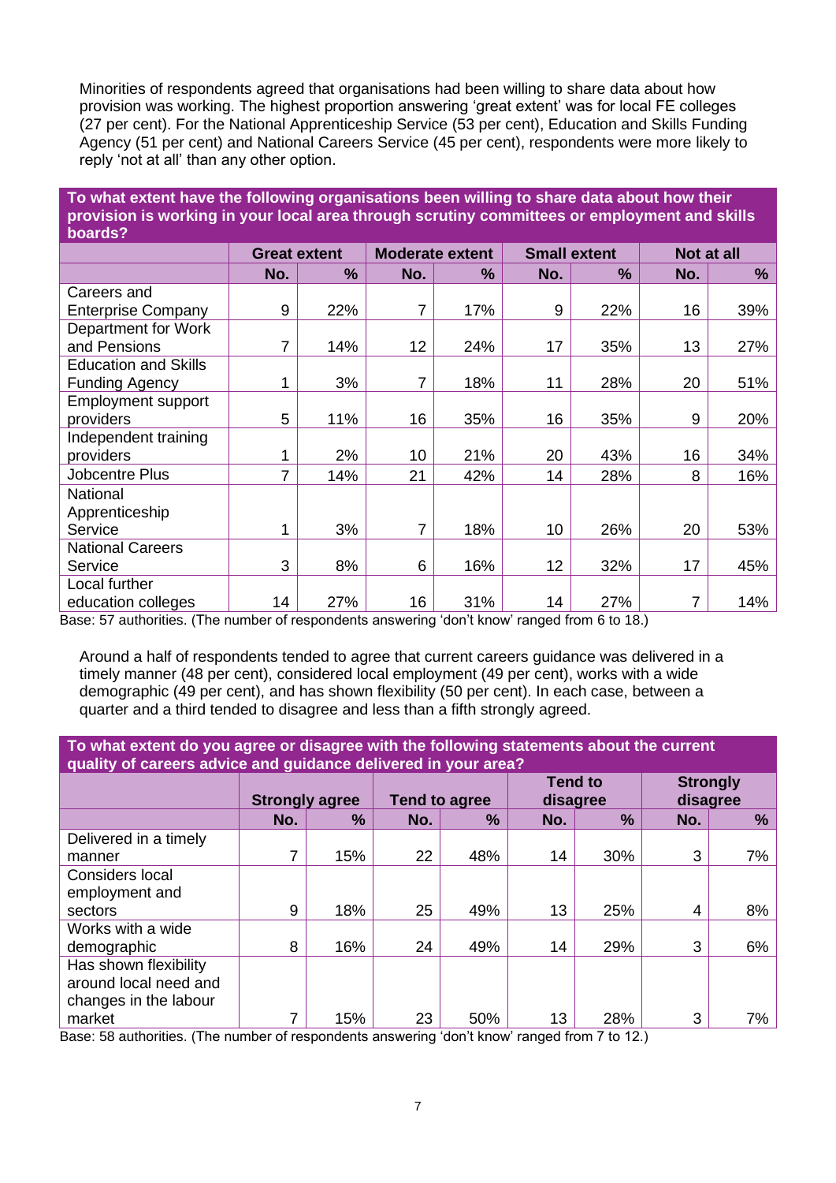Minorities of respondents agreed that organisations had been willing to share data about how provision was working. The highest proportion answering 'great extent' was for local FE colleges (27 per cent). For the National Apprenticeship Service (53 per cent), Education and Skills Funding Agency (51 per cent) and National Careers Service (45 per cent), respondents were more likely to reply 'not at all' than any other option.

**To what extent have the following organisations been willing to share data about how their provision is working in your local area through scrutiny committees or employment and skills boards?**

| | Great extent | | Moderate extent | | Small extent | | Not at all | |
|---|---|---|---|---|---|---|---|---|
| | No. | % | No. | % | No. | % | No. | % |
| Careers and Enterprise Company | 9 | 22% | 7 | 17% | 9 | 22% | 16 | 39% |
| Department for Work and Pensions | 7 | 14% | 12 | 24% | 17 | 35% | 13 | 27% |
| Education and Skills Funding Agency | 1 | 3% | 7 | 18% | 11 | 28% | 20 | 51% |
| Employment support providers | 5 | 11% | 16 | 35% | 16 | 35% | 9 | 20% |
| Independent training providers | 1 | 2% | 10 | 21% | 20 | 43% | 16 | 34% |
| Jobcentre Plus | 7 | 14% | 21 | 42% | 14 | 28% | 8 | 16% |
| National Apprenticeship Service | 1 | 3% | 7 | 18% | 10 | 26% | 20 | 53% |
| National Careers Service | 3 | 8% | 6 | 16% | 12 | 32% | 17 | 45% |
| Local further education colleges | 14 | 27% | 16 | 31% | 14 | 27% | 7 | 14% |

Base: 57 authorities. (The number of respondents answering 'don't know' ranged from 6 to 18.)

Around a half of respondents tended to agree that current careers guidance was delivered in a timely manner (48 per cent), considered local employment (49 per cent), works with a wide demographic (49 per cent), and has shown flexibility (50 per cent). In each case, between a quarter and a third tended to disagree and less than a fifth strongly agreed.

**To what extent do you agree or disagree with the following statements about the current quality of careers advice and guidance delivered in your area?**

| | Strongly agree | | Tend to agree | | Tend to disagree | | Strongly disagree | |
|---|---|---|---|---|---|---|---|---|
| | No. | % | No. | % | No. | % | No. | % |
| Delivered in a timely manner | 7 | 15% | 22 | 48% | 14 | 30% | 3 | 7% |
| Considers local employment and sectors | 9 | 18% | 25 | 49% | 13 | 25% | 4 | 8% |
| Works with a wide demographic | 8 | 16% | 24 | 49% | 14 | 29% | 3 | 6% |
| Has shown flexibility around local need and changes in the labour market | 7 | 15% | 23 | 50% | 13 | 28% | 3 | 7% |

Base: 58 authorities. (The number of respondents answering 'don't know' ranged from 7 to 12.)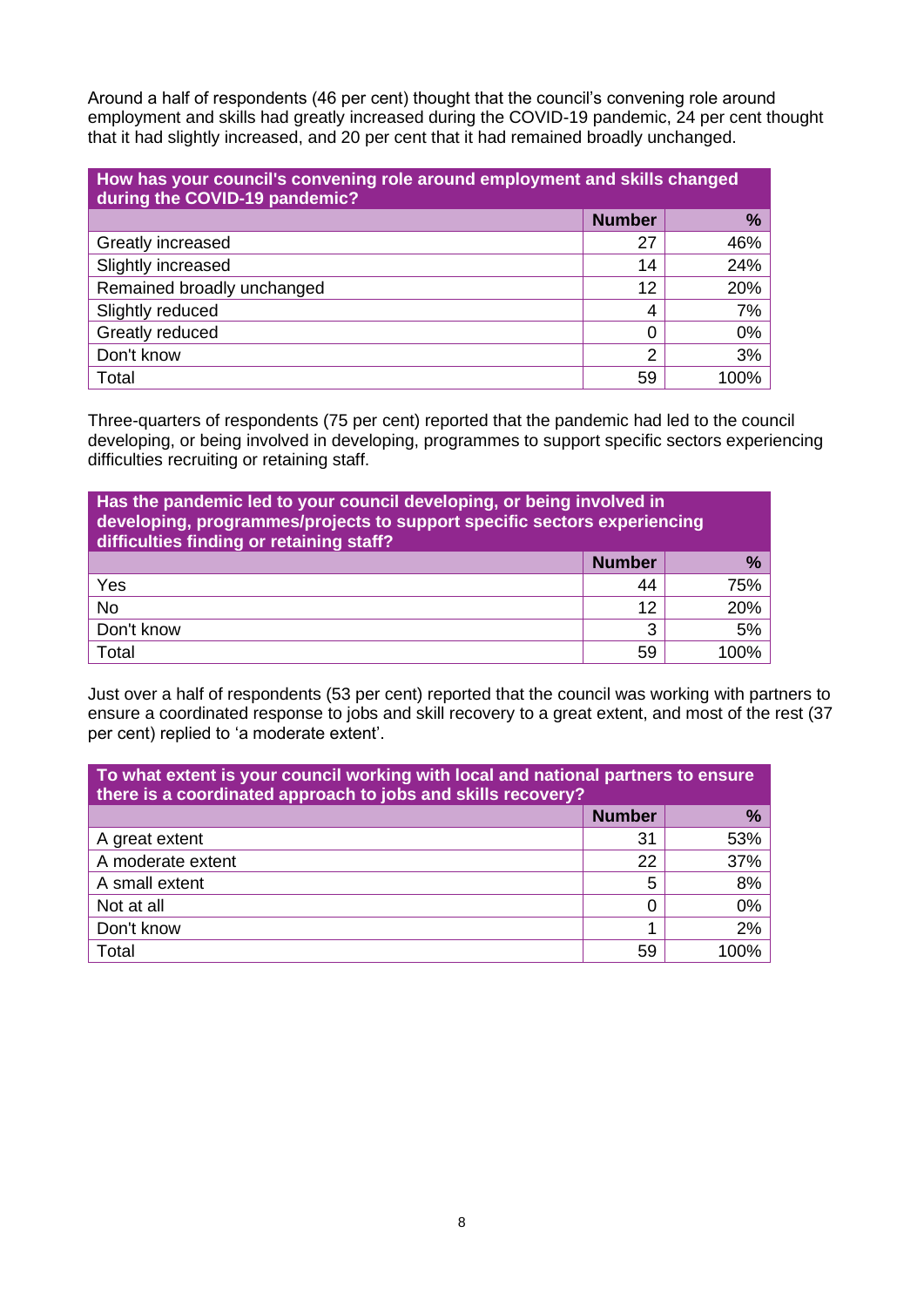Around a half of respondents (46 per cent) thought that the council's convening role around employment and skills had greatly increased during the COVID-19 pandemic, 24 per cent thought that it had slightly increased, and 20 per cent that it had remained broadly unchanged.

| How has your council's convening role around employment and skills changed during the COVID-19 pandemic? | | |
|---|---|---|
| | **Number** | **%** |
| Greatly increased | 27 | 46% |
| Slightly increased | 14 | 24% |
| Remained broadly unchanged | 12 | 20% |
| Slightly reduced | 4 | 7% |
| Greatly reduced | 0 | 0% |
| Don't know | 2 | 3% |
| Total | 59 | 100% |

Three-quarters of respondents (75 per cent) reported that the pandemic had led to the council developing, or being involved in developing, programmes to support specific sectors experiencing difficulties recruiting or retaining staff.

| Has the pandemic led to your council developing, or being involved in developing, programmes/projects to support specific sectors experiencing difficulties finding or retaining staff? | | |
|---|---|---|
| | **Number** | **%** |
| Yes | 44 | 75% |
| No | 12 | 20% |
| Don't know | 3 | 5% |
| Total | 59 | 100% |

Just over a half of respondents (53 per cent) reported that the council was working with partners to ensure a coordinated response to jobs and skill recovery to a great extent, and most of the rest (37 per cent) replied to 'a moderate extent'.

| To what extent is your council working with local and national partners to ensure there is a coordinated approach to jobs and skills recovery? | | |
|---|---|---|
| | **Number** | **%** |
| A great extent | 31 | 53% |
| A moderate extent | 22 | 37% |
| A small extent | 5 | 8% |
| Not at all | 0 | 0% |
| Don't know | 1 | 2% |
| Total | 59 | 100% |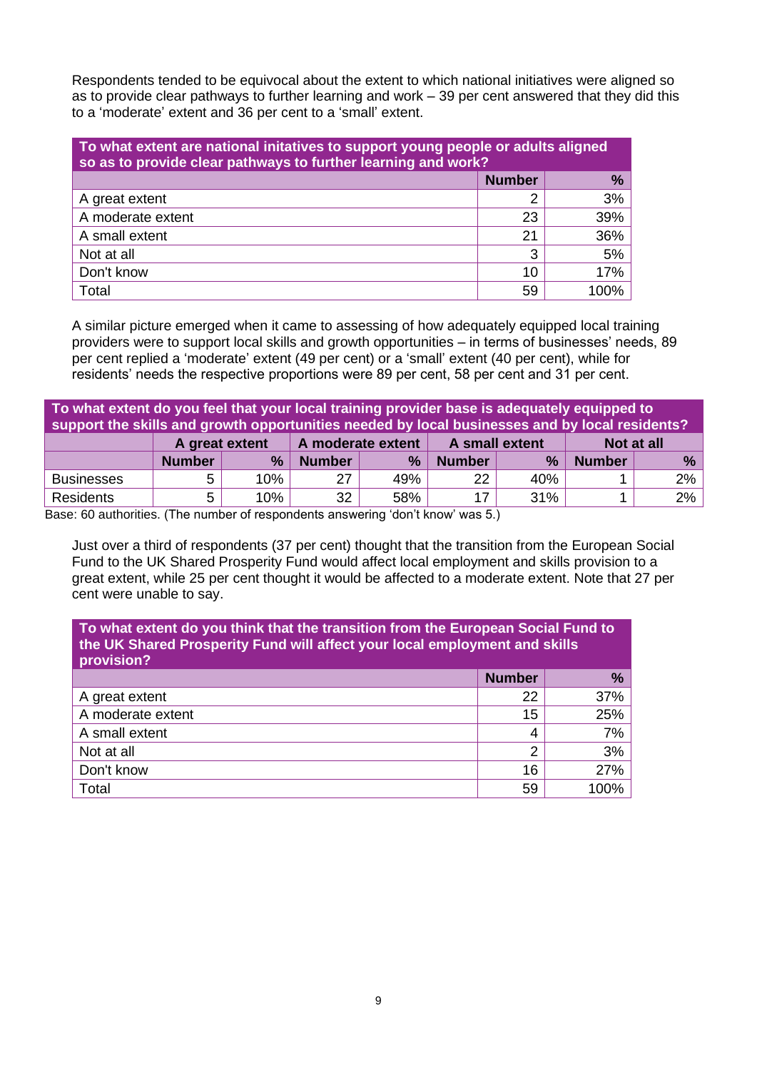Respondents tended to be equivocal about the extent to which national initiatives were aligned so as to provide clear pathways to further learning and work – 39 per cent answered that they did this to a 'moderate' extent and 36 per cent to a 'small' extent.

| To what extent are national initatives to support young people or adults aligned so as to provide clear pathways to further learning and work? | | |
|---|---|---|
| | **Number** | **%** |
| A great extent | 2 | 3% |
| A moderate extent | 23 | 39% |
| A small extent | 21 | 36% |
| Not at all | 3 | 5% |
| Don't know | 10 | 17% |
| Total | 59 | 100% |

A similar picture emerged when it came to assessing of how adequately equipped local training providers were to support local skills and growth opportunities – in terms of businesses' needs, 89 per cent replied a 'moderate' extent (49 per cent) or a 'small' extent (40 per cent), while for residents' needs the respective proportions were 89 per cent, 58 per cent and 31 per cent.

| To what extent do you feel that your local training provider base is adequately equipped to support the skills and growth opportunities needed by local businesses and by local residents? | | | | | | | | |
|---|---|---|---|---|---|---|---|---|
| | **A great extent** | | **A moderate extent** | | **A small extent** | | **Not at all** | |
| | **Number** | **%** | **Number** | **%** | **Number** | **%** | **Number** | **%** |
| Businesses | 5 | 10% | 27 | 49% | 22 | 40% | 1 | 2% |
| Residents | 5 | 10% | 32 | 58% | 17 | 31% | 1 | 2% |

Base: 60 authorities. (The number of respondents answering 'don't know' was 5.)

Just over a third of respondents (37 per cent) thought that the transition from the European Social Fund to the UK Shared Prosperity Fund would affect local employment and skills provision to a great extent, while 25 per cent thought it would be affected to a moderate extent. Note that 27 per cent were unable to say.

| To what extent do you think that the transition from the European Social Fund to the UK Shared Prosperity Fund will affect your local employment and skills provision? | | |
|---|---|---|
| | **Number** | **%** |
| A great extent | 22 | 37% |
| A moderate extent | 15 | 25% |
| A small extent | 4 | 7% |
| Not at all | 2 | 3% |
| Don't know | 16 | 27% |
| Total | 59 | 100% |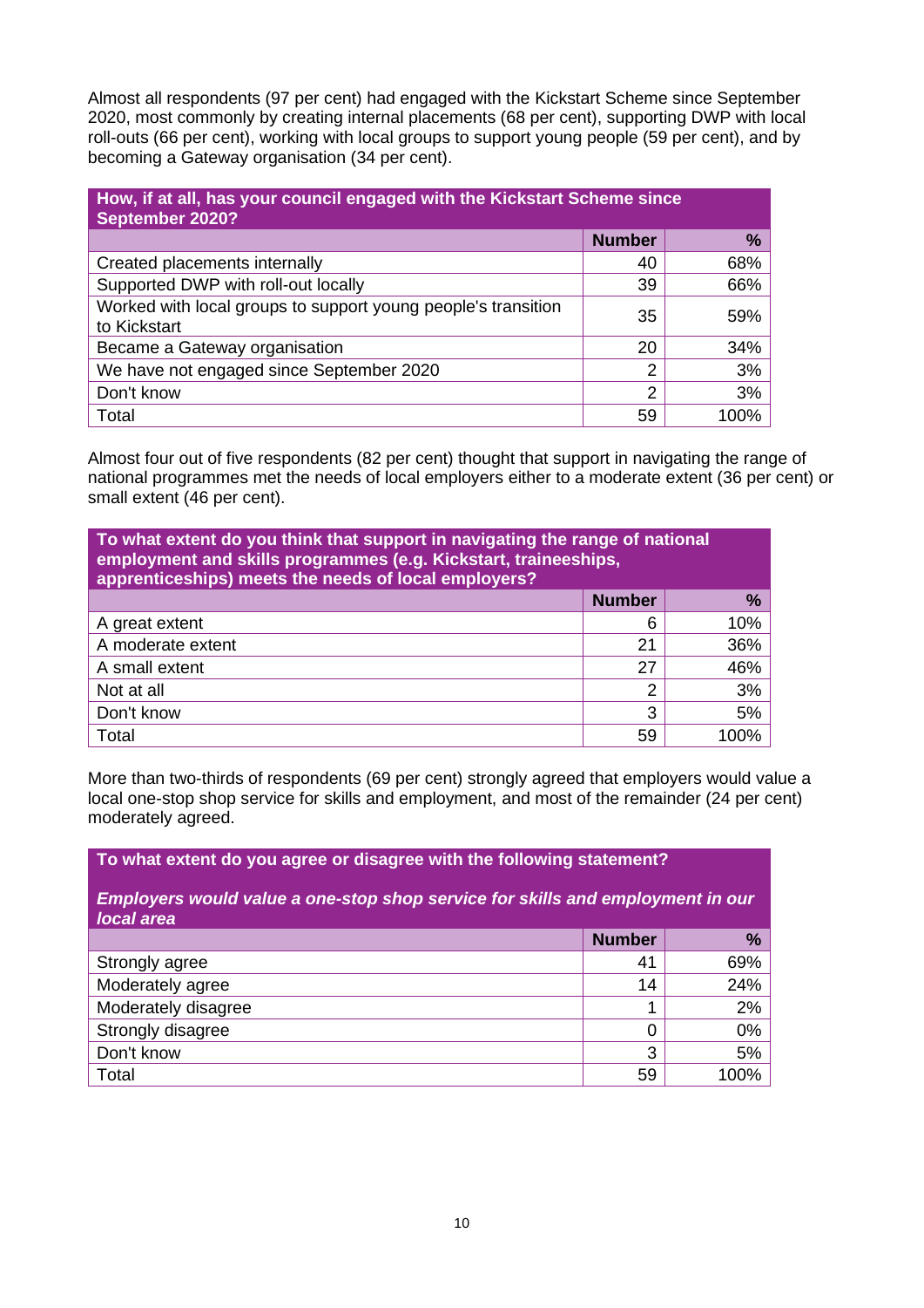Almost all respondents (97 per cent) had engaged with the Kickstart Scheme since September 2020, most commonly by creating internal placements (68 per cent), supporting DWP with local roll-outs (66 per cent), working with local groups to support young people (59 per cent), and by becoming a Gateway organisation (34 per cent).

| **How, if at all, has your council engaged with the Kickstart Scheme since September 2020?** | | |
|---|---|---|
| | **Number** | **%** |
| Created placements internally | 40 | 68% |
| Supported DWP with roll-out locally | 39 | 66% |
| Worked with local groups to support young people's transition to Kickstart | 35 | 59% |
| Became a Gateway organisation | 20 | 34% |
| We have not engaged since September 2020 | 2 | 3% |
| Don't know | 2 | 3% |
| Total | 59 | 100% |

Almost four out of five respondents (82 per cent) thought that support in navigating the range of national programmes met the needs of local employers either to a moderate extent (36 per cent) or small extent (46 per cent).

| **To what extent do you think that support in navigating the range of national employment and skills programmes (e.g. Kickstart, traineeships, apprenticeships) meets the needs of local employers?** | | |
|---|---|---|
| | **Number** | **%** |
| A great extent | 6 | 10% |
| A moderate extent | 21 | 36% |
| A small extent | 27 | 46% |
| Not at all | 2 | 3% |
| Don't know | 3 | 5% |
| Total | 59 | 100% |

More than two-thirds of respondents (69 per cent) strongly agreed that employers would value a local one-stop shop service for skills and employment, and most of the remainder (24 per cent) moderately agreed.

| **To what extent do you agree or disagree with the following statement?** ***Employers would value a one-stop shop service for skills and employment in our local area*** | | |
|---|---|---|
| | **Number** | **%** |
| Strongly agree | 41 | 69% |
| Moderately agree | 14 | 24% |
| Moderately disagree | 1 | 2% |
| Strongly disagree | 0 | 0% |
| Don't know | 3 | 5% |
| Total | 59 | 100% |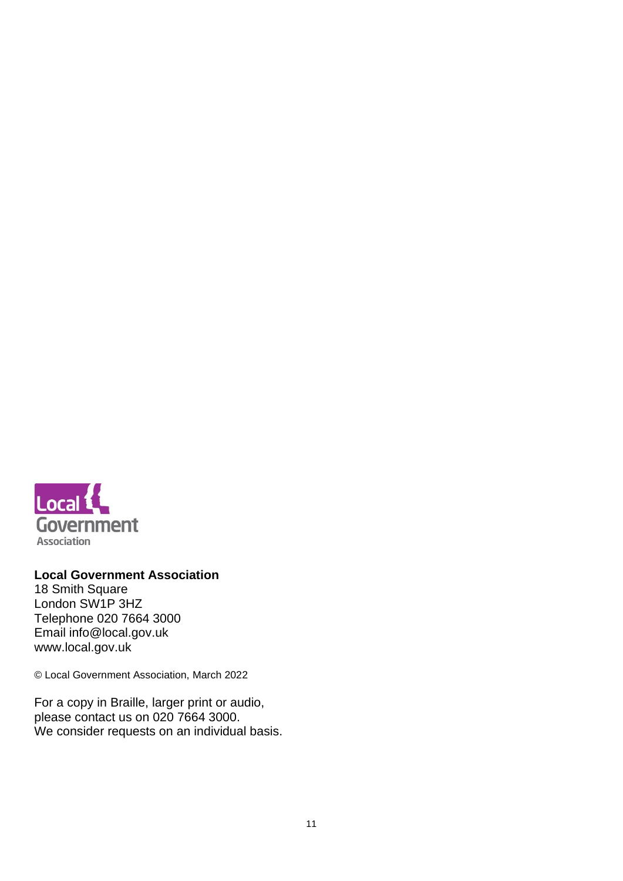**Local Government Association**
18 Smith Square
London SW1P 3HZ
Telephone 020 7664 3000
Email info@local.gov.uk
www.local.gov.uk

© Local Government Association, March 2022

For a copy in Braille, larger print or audio, please contact us on 020 7664 3000.
We consider requests on an individual basis.